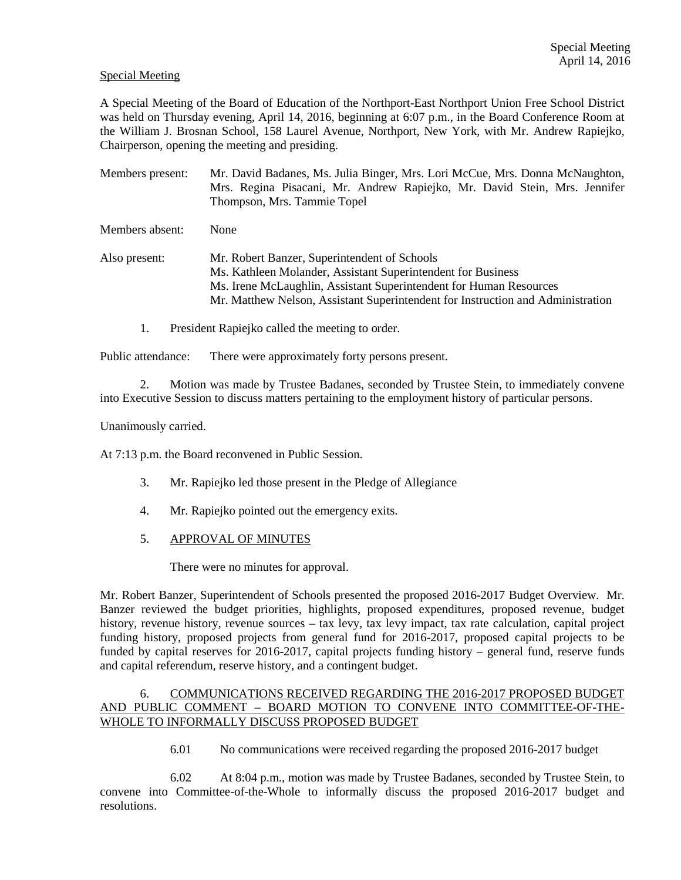Special Meeting

A Special Meeting of the Board of Education of the Northport-East Northport Union Free School District was held on Thursday evening, April 14, 2016, beginning at 6:07 p.m., in the Board Conference Room at the William J. Brosnan School, 158 Laurel Avenue, Northport, New York, with Mr. Andrew Rapiejko, Chairperson, opening the meeting and presiding.

Members present: Mr. David Badanes, Ms. Julia Binger, Mrs. Lori McCue, Mrs. Donna McNaughton, Mrs. Regina Pisacani, Mr. Andrew Rapiejko, Mr. David Stein, Mrs. Jennifer Thompson, Mrs. Tammie Topel

Members absent: None

Also present: Mr. Robert Banzer, Superintendent of Schools
Ms. Kathleen Molander, Assistant Superintendent for Business
Ms. Irene McLaughlin, Assistant Superintendent for Human Resources
Mr. Matthew Nelson, Assistant Superintendent for Instruction and Administration

1. President Rapiejko called the meeting to order.

Public attendance: There were approximately forty persons present.

2. Motion was made by Trustee Badanes, seconded by Trustee Stein, to immediately convene into Executive Session to discuss matters pertaining to the employment history of particular persons.

Unanimously carried.

At 7:13 p.m. the Board reconvened in Public Session.

3. Mr. Rapiejko led those present in the Pledge of Allegiance

4. Mr. Rapiejko pointed out the emergency exits.

5. APPROVAL OF MINUTES

There were no minutes for approval.

Mr. Robert Banzer, Superintendent of Schools presented the proposed 2016-2017 Budget Overview. Mr. Banzer reviewed the budget priorities, highlights, proposed expenditures, proposed revenue, budget history, revenue history, revenue sources – tax levy, tax levy impact, tax rate calculation, capital project funding history, proposed projects from general fund for 2016-2017, proposed capital projects to be funded by capital reserves for 2016-2017, capital projects funding history – general fund, reserve funds and capital referendum, reserve history, and a contingent budget.

6. COMMUNICATIONS RECEIVED REGARDING THE 2016-2017 PROPOSED BUDGET AND PUBLIC COMMENT – BOARD MOTION TO CONVENE INTO COMMITTEE-OF-THE-WHOLE TO INFORMALLY DISCUSS PROPOSED BUDGET

6.01 No communications were received regarding the proposed 2016-2017 budget

6.02 At 8:04 p.m., motion was made by Trustee Badanes, seconded by Trustee Stein, to convene into Committee-of-the-Whole to informally discuss the proposed 2016-2017 budget and resolutions.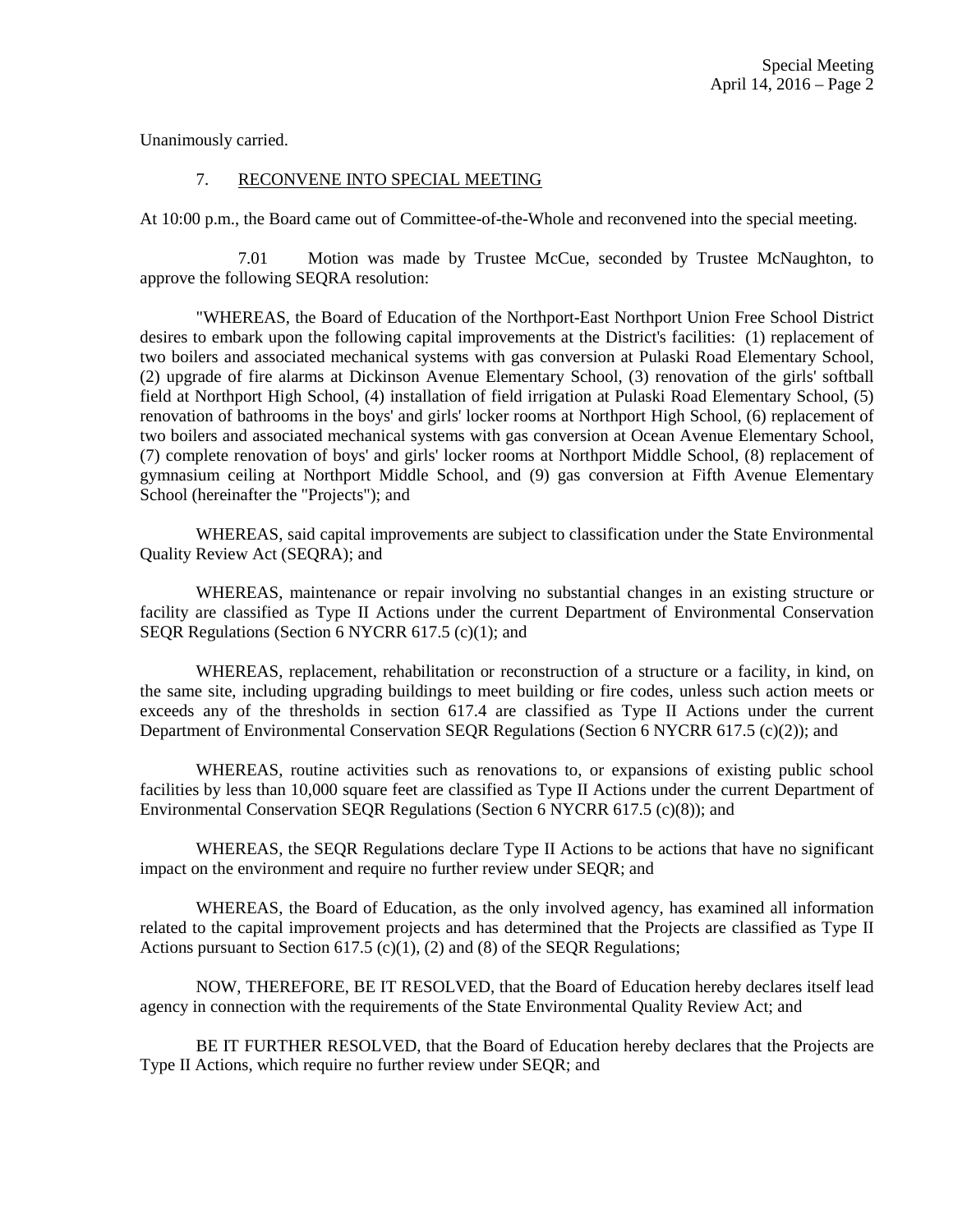Unanimously carried.

7. RECONVENE INTO SPECIAL MEETING

At 10:00 p.m., the Board came out of Committee-of-the-Whole and reconvened into the special meeting.

7.01 Motion was made by Trustee McCue, seconded by Trustee McNaughton, to approve the following SEQRA resolution:

"WHEREAS, the Board of Education of the Northport-East Northport Union Free School District desires to embark upon the following capital improvements at the District's facilities: (1) replacement of two boilers and associated mechanical systems with gas conversion at Pulaski Road Elementary School, (2) upgrade of fire alarms at Dickinson Avenue Elementary School, (3) renovation of the girls' softball field at Northport High School, (4) installation of field irrigation at Pulaski Road Elementary School, (5) renovation of bathrooms in the boys' and girls' locker rooms at Northport High School, (6) replacement of two boilers and associated mechanical systems with gas conversion at Ocean Avenue Elementary School, (7) complete renovation of boys' and girls' locker rooms at Northport Middle School, (8) replacement of gymnasium ceiling at Northport Middle School, and (9) gas conversion at Fifth Avenue Elementary School (hereinafter the "Projects"); and

WHEREAS, said capital improvements are subject to classification under the State Environmental Quality Review Act (SEQRA); and

WHEREAS, maintenance or repair involving no substantial changes in an existing structure or facility are classified as Type II Actions under the current Department of Environmental Conservation SEQR Regulations (Section 6 NYCRR 617.5 (c)(1); and

WHEREAS, replacement, rehabilitation or reconstruction of a structure or a facility, in kind, on the same site, including upgrading buildings to meet building or fire codes, unless such action meets or exceeds any of the thresholds in section 617.4 are classified as Type II Actions under the current Department of Environmental Conservation SEQR Regulations (Section 6 NYCRR 617.5 (c)(2)); and

WHEREAS, routine activities such as renovations to, or expansions of existing public school facilities by less than 10,000 square feet are classified as Type II Actions under the current Department of Environmental Conservation SEQR Regulations (Section 6 NYCRR 617.5 (c)(8)); and

WHEREAS, the SEQR Regulations declare Type II Actions to be actions that have no significant impact on the environment and require no further review under SEQR; and

WHEREAS, the Board of Education, as the only involved agency, has examined all information related to the capital improvement projects and has determined that the Projects are classified as Type II Actions pursuant to Section 617.5 (c)(1), (2) and (8) of the SEQR Regulations;

NOW, THEREFORE, BE IT RESOLVED, that the Board of Education hereby declares itself lead agency in connection with the requirements of the State Environmental Quality Review Act; and

BE IT FURTHER RESOLVED, that the Board of Education hereby declares that the Projects are Type II Actions, which require no further review under SEQR; and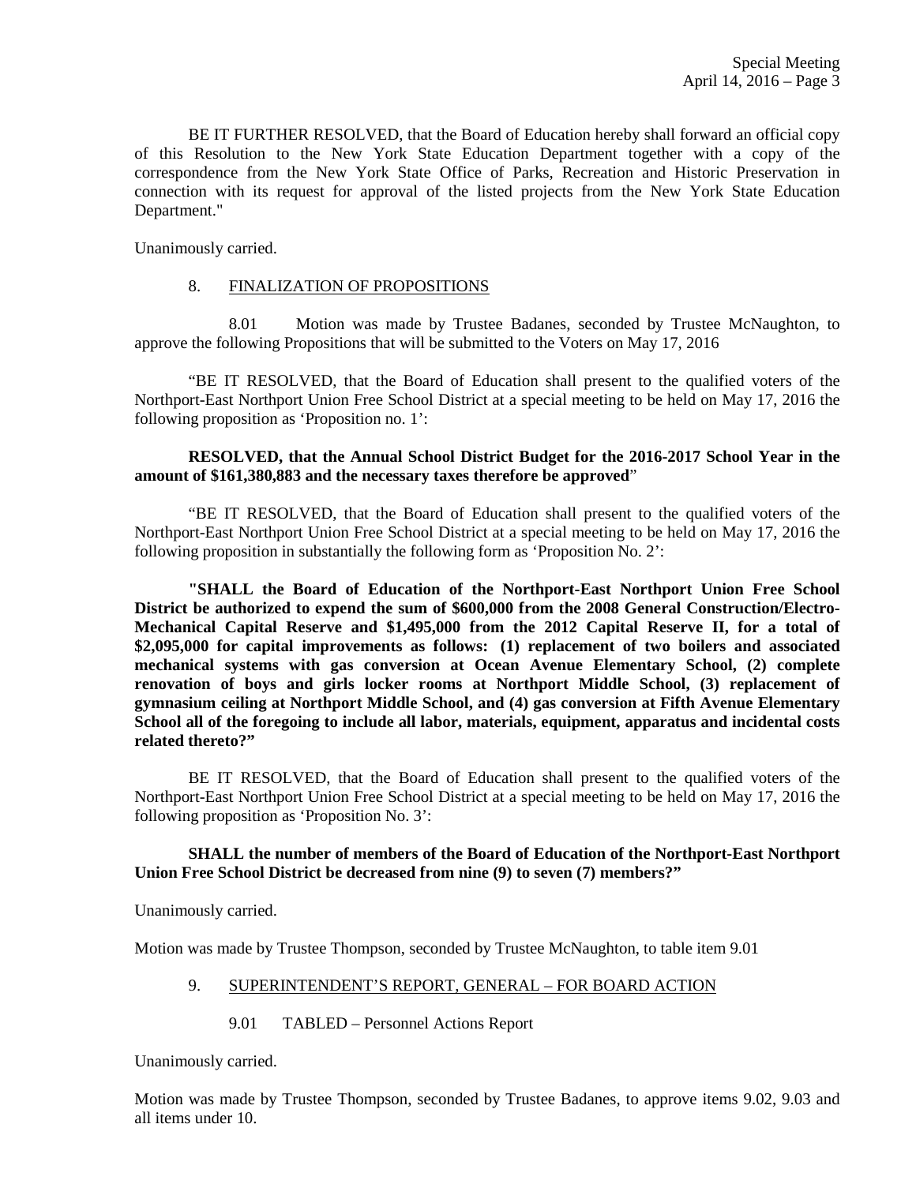BE IT FURTHER RESOLVED, that the Board of Education hereby shall forward an official copy of this Resolution to the New York State Education Department together with a copy of the correspondence from the New York State Office of Parks, Recreation and Historic Preservation in connection with its request for approval of the listed projects from the New York State Education Department."

Unanimously carried.

8. FINALIZATION OF PROPOSITIONS

8.01 Motion was made by Trustee Badanes, seconded by Trustee McNaughton, to approve the following Propositions that will be submitted to the Voters on May 17, 2016

"BE IT RESOLVED, that the Board of Education shall present to the qualified voters of the Northport-East Northport Union Free School District at a special meeting to be held on May 17, 2016 the following proposition as 'Proposition no. 1':

**RESOLVED, that the Annual School District Budget for the 2016-2017 School Year in the amount of $161,380,883 and the necessary taxes therefore be approved**"

"BE IT RESOLVED, that the Board of Education shall present to the qualified voters of the Northport-East Northport Union Free School District at a special meeting to be held on May 17, 2016 the following proposition in substantially the following form as 'Proposition No. 2':

**"SHALL the Board of Education of the Northport-East Northport Union Free School District be authorized to expend the sum of $600,000 from the 2008 General Construction/Electro-Mechanical Capital Reserve and $1,495,000 from the 2012 Capital Reserve II, for a total of $2,095,000 for capital improvements as follows: (1) replacement of two boilers and associated mechanical systems with gas conversion at Ocean Avenue Elementary School, (2) complete renovation of boys and girls locker rooms at Northport Middle School, (3) replacement of gymnasium ceiling at Northport Middle School, and (4) gas conversion at Fifth Avenue Elementary School all of the foregoing to include all labor, materials, equipment, apparatus and incidental costs related thereto?"**

BE IT RESOLVED, that the Board of Education shall present to the qualified voters of the Northport-East Northport Union Free School District at a special meeting to be held on May 17, 2016 the following proposition as 'Proposition No. 3':

**SHALL the number of members of the Board of Education of the Northport-East Northport Union Free School District be decreased from nine (9) to seven (7) members?"**

Unanimously carried.

Motion was made by Trustee Thompson, seconded by Trustee McNaughton, to table item 9.01

9. SUPERINTENDENT'S REPORT, GENERAL – FOR BOARD ACTION

9.01 TABLED – Personnel Actions Report

Unanimously carried.

Motion was made by Trustee Thompson, seconded by Trustee Badanes, to approve items 9.02, 9.03 and all items under 10.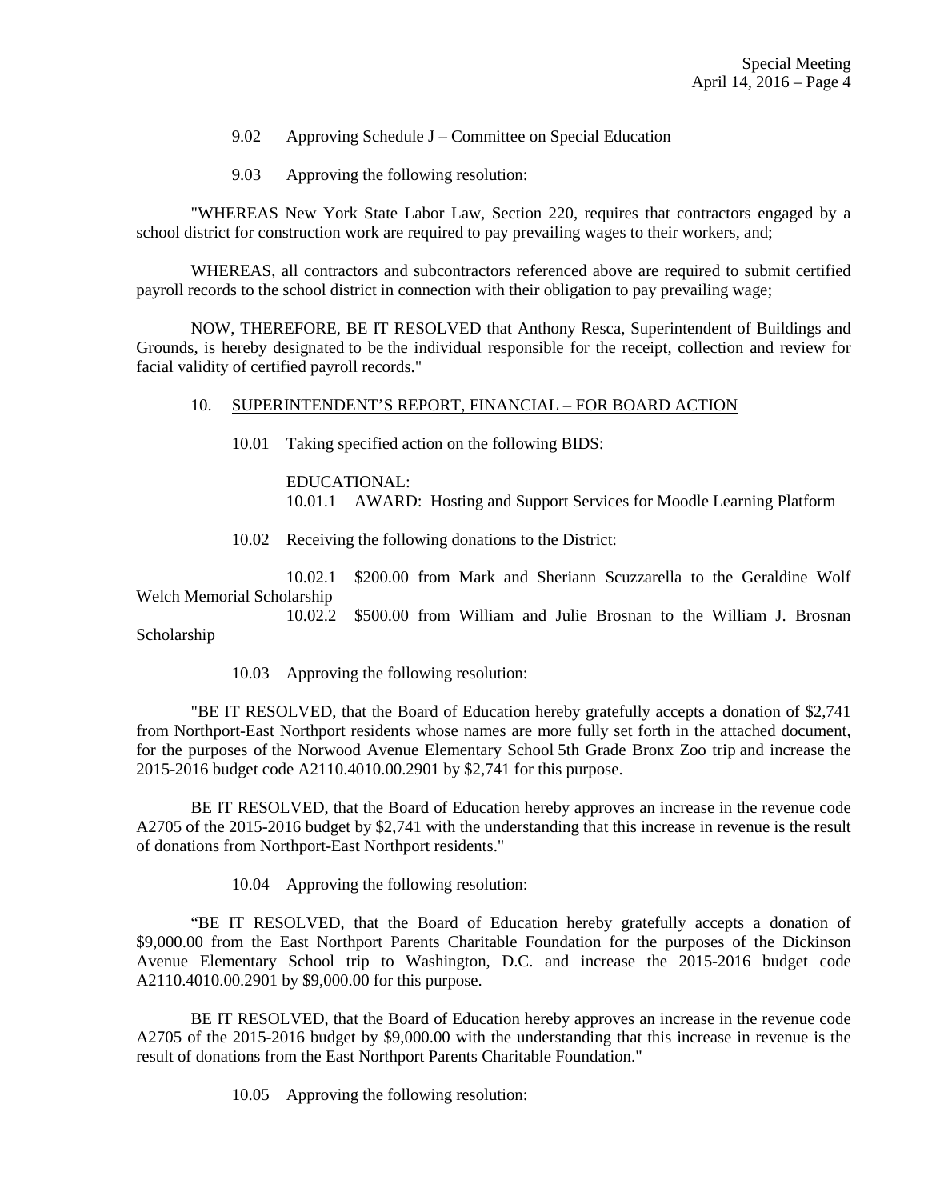9.02 Approving Schedule J – Committee on Special Education

9.03 Approving the following resolution:

"WHEREAS New York State Labor Law, Section 220, requires that contractors engaged by a school district for construction work are required to pay prevailing wages to their workers, and;

WHEREAS, all contractors and subcontractors referenced above are required to submit certified payroll records to the school district in connection with their obligation to pay prevailing wage;

NOW, THEREFORE, BE IT RESOLVED that Anthony Resca, Superintendent of Buildings and Grounds, is hereby designated to be the individual responsible for the receipt, collection and review for facial validity of certified payroll records."

10. <u>SUPERINTENDENT'S REPORT, FINANCIAL – FOR BOARD ACTION</u>

10.01 Taking specified action on the following BIDS:

EDUCATIONAL:
10.01.1 AWARD: Hosting and Support Services for Moodle Learning Platform

10.02 Receiving the following donations to the District:

10.02.1 $200.00 from Mark and Sheriann Scuzzarella to the Geraldine Wolf Welch Memorial Scholarship

10.02.2 $500.00 from William and Julie Brosnan to the William J. Brosnan Scholarship

10.03 Approving the following resolution:

"BE IT RESOLVED, that the Board of Education hereby gratefully accepts a donation of $2,741 from Northport-East Northport residents whose names are more fully set forth in the attached document, for the purposes of the Norwood Avenue Elementary School 5th Grade Bronx Zoo trip and increase the 2015-2016 budget code A2110.4010.00.2901 by $2,741 for this purpose.

BE IT RESOLVED, that the Board of Education hereby approves an increase in the revenue code A2705 of the 2015-2016 budget by $2,741 with the understanding that this increase in revenue is the result of donations from Northport-East Northport residents."

10.04 Approving the following resolution:

"BE IT RESOLVED, that the Board of Education hereby gratefully accepts a donation of $9,000.00 from the East Northport Parents Charitable Foundation for the purposes of the Dickinson Avenue Elementary School trip to Washington, D.C. and increase the 2015-2016 budget code A2110.4010.00.2901 by $9,000.00 for this purpose.

BE IT RESOLVED, that the Board of Education hereby approves an increase in the revenue code A2705 of the 2015-2016 budget by $9,000.00 with the understanding that this increase in revenue is the result of donations from the East Northport Parents Charitable Foundation."

10.05 Approving the following resolution: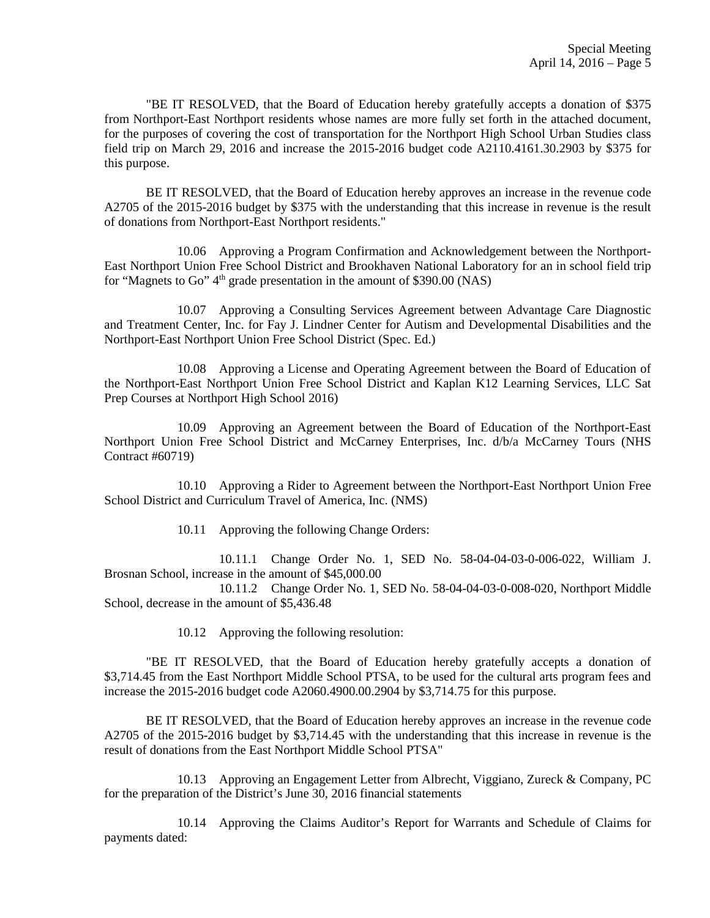"BE IT RESOLVED, that the Board of Education hereby gratefully accepts a donation of $375 from Northport-East Northport residents whose names are more fully set forth in the attached document, for the purposes of covering the cost of transportation for the Northport High School Urban Studies class field trip on March 29, 2016 and increase the 2015-2016 budget code A2110.4161.30.2903 by $375 for this purpose.

BE IT RESOLVED, that the Board of Education hereby approves an increase in the revenue code A2705 of the 2015-2016 budget by $375 with the understanding that this increase in revenue is the result of donations from Northport-East Northport residents."

10.06 Approving a Program Confirmation and Acknowledgement between the Northport-East Northport Union Free School District and Brookhaven National Laboratory for an in school field trip for "Magnets to Go" 4th grade presentation in the amount of $390.00 (NAS)

10.07 Approving a Consulting Services Agreement between Advantage Care Diagnostic and Treatment Center, Inc. for Fay J. Lindner Center for Autism and Developmental Disabilities and the Northport-East Northport Union Free School District (Spec. Ed.)

10.08 Approving a License and Operating Agreement between the Board of Education of the Northport-East Northport Union Free School District and Kaplan K12 Learning Services, LLC Sat Prep Courses at Northport High School 2016)

10.09 Approving an Agreement between the Board of Education of the Northport-East Northport Union Free School District and McCarney Enterprises, Inc. d/b/a McCarney Tours (NHS Contract #60719)

10.10 Approving a Rider to Agreement between the Northport-East Northport Union Free School District and Curriculum Travel of America, Inc. (NMS)

10.11 Approving the following Change Orders:

10.11.1 Change Order No. 1, SED No. 58-04-04-03-0-006-022, William J. Brosnan School, increase in the amount of $45,000.00

10.11.2 Change Order No. 1, SED No. 58-04-04-03-0-008-020, Northport Middle School, decrease in the amount of $5,436.48

10.12 Approving the following resolution:

"BE IT RESOLVED, that the Board of Education hereby gratefully accepts a donation of $3,714.45 from the East Northport Middle School PTSA, to be used for the cultural arts program fees and increase the 2015-2016 budget code A2060.4900.00.2904 by $3,714.75 for this purpose.

BE IT RESOLVED, that the Board of Education hereby approves an increase in the revenue code A2705 of the 2015-2016 budget by $3,714.45 with the understanding that this increase in revenue is the result of donations from the East Northport Middle School PTSA"

10.13 Approving an Engagement Letter from Albrecht, Viggiano, Zureck & Company, PC for the preparation of the District's June 30, 2016 financial statements

10.14 Approving the Claims Auditor's Report for Warrants and Schedule of Claims for payments dated: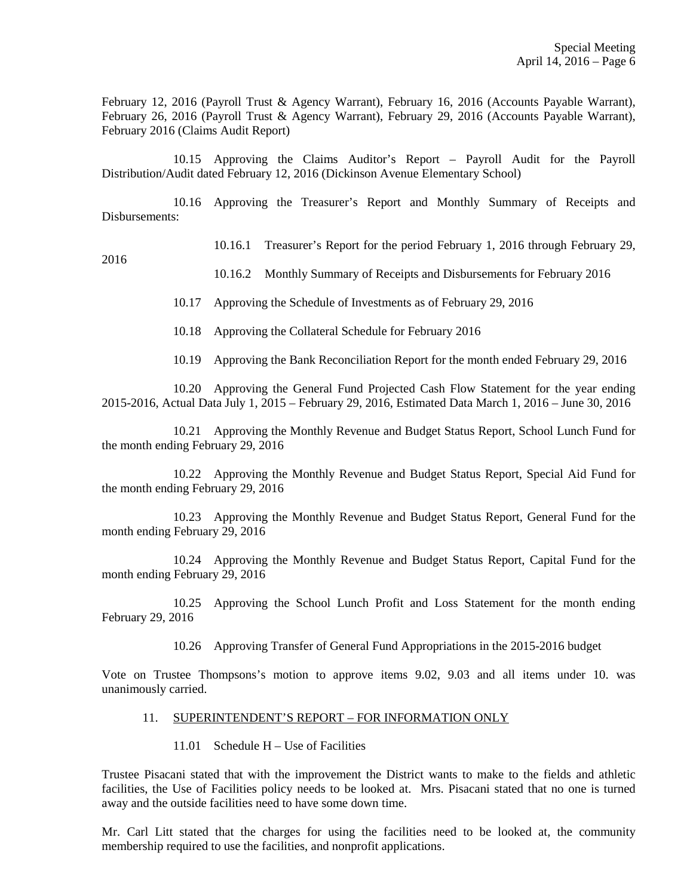February 12, 2016 (Payroll Trust & Agency Warrant), February 16, 2016 (Accounts Payable Warrant), February 26, 2016 (Payroll Trust & Agency Warrant), February 29, 2016 (Accounts Payable Warrant), February 2016 (Claims Audit Report)

10.15 Approving the Claims Auditor's Report – Payroll Audit for the Payroll Distribution/Audit dated February 12, 2016 (Dickinson Avenue Elementary School)

10.16 Approving the Treasurer's Report and Monthly Summary of Receipts and Disbursements:

10.16.1 Treasurer's Report for the period February 1, 2016 through February 29, 2016

10.16.2 Monthly Summary of Receipts and Disbursements for February 2016

10.17 Approving the Schedule of Investments as of February 29, 2016

10.18 Approving the Collateral Schedule for February 2016

10.19 Approving the Bank Reconciliation Report for the month ended February 29, 2016

10.20 Approving the General Fund Projected Cash Flow Statement for the year ending 2015-2016, Actual Data July 1, 2015 – February 29, 2016, Estimated Data March 1, 2016 – June 30, 2016

10.21 Approving the Monthly Revenue and Budget Status Report, School Lunch Fund for the month ending February 29, 2016

10.22 Approving the Monthly Revenue and Budget Status Report, Special Aid Fund for the month ending February 29, 2016

10.23 Approving the Monthly Revenue and Budget Status Report, General Fund for the month ending February 29, 2016

10.24 Approving the Monthly Revenue and Budget Status Report, Capital Fund for the month ending February 29, 2016

10.25 Approving the School Lunch Profit and Loss Statement for the month ending February 29, 2016

10.26 Approving Transfer of General Fund Appropriations in the 2015-2016 budget

Vote on Trustee Thompsons's motion to approve items 9.02, 9.03 and all items under 10. was unanimously carried.

11. SUPERINTENDENT'S REPORT – FOR INFORMATION ONLY

11.01 Schedule H – Use of Facilities

Trustee Pisacani stated that with the improvement the District wants to make to the fields and athletic facilities, the Use of Facilities policy needs to be looked at. Mrs. Pisacani stated that no one is turned away and the outside facilities need to have some down time.

Mr. Carl Litt stated that the charges for using the facilities need to be looked at, the community membership required to use the facilities, and nonprofit applications.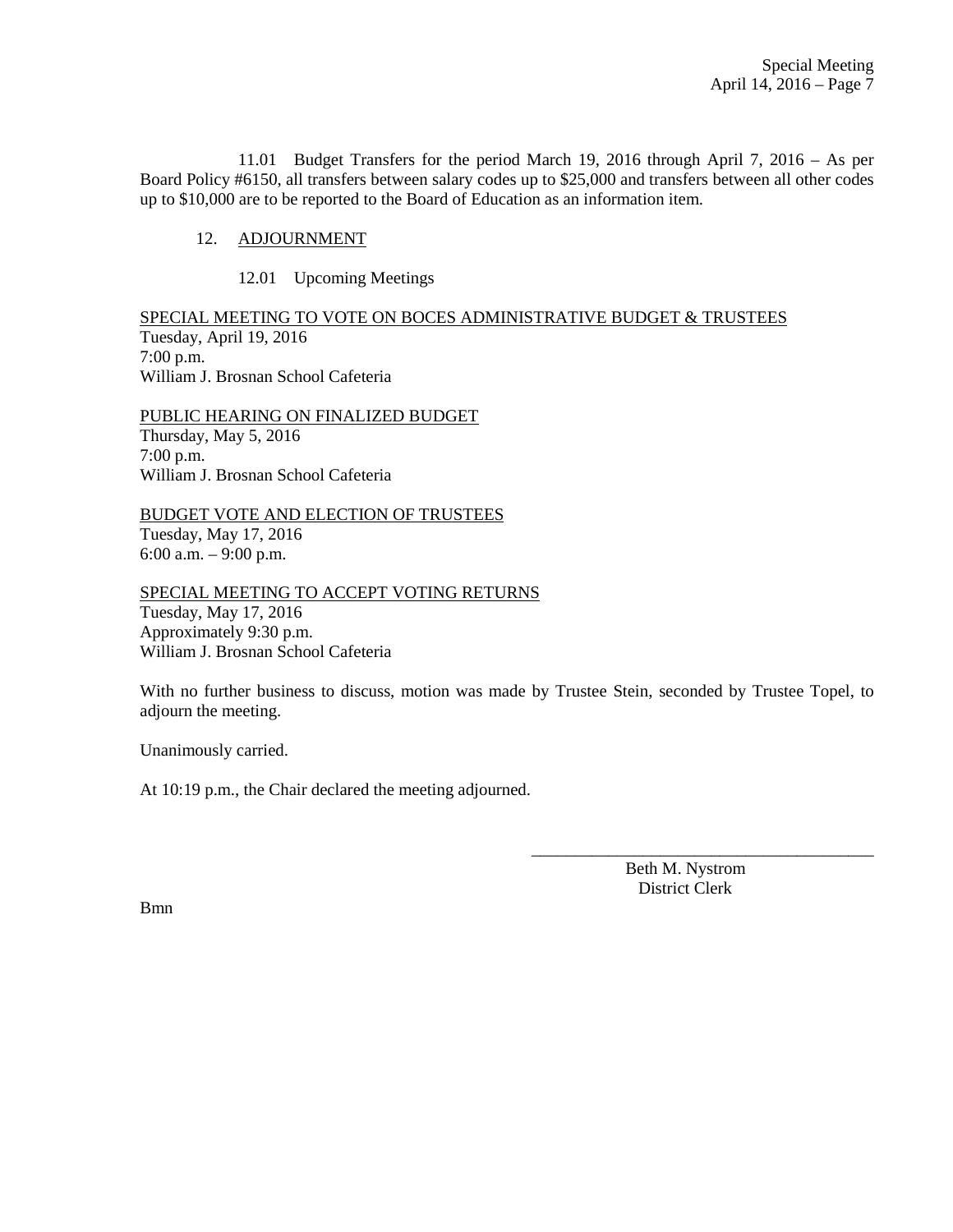11.01 Budget Transfers for the period March 19, 2016 through April 7, 2016 – As per Board Policy #6150, all transfers between salary codes up to $25,000 and transfers between all other codes up to $10,000 are to be reported to the Board of Education as an information item.

12. ADJOURNMENT

12.01 Upcoming Meetings

SPECIAL MEETING TO VOTE ON BOCES ADMINISTRATIVE BUDGET & TRUSTEES
Tuesday, April 19, 2016
7:00 p.m.
William J. Brosnan School Cafeteria

PUBLIC HEARING ON FINALIZED BUDGET
Thursday, May 5, 2016
7:00 p.m.
William J. Brosnan School Cafeteria

BUDGET VOTE AND ELECTION OF TRUSTEES
Tuesday, May 17, 2016
6:00 a.m. – 9:00 p.m.

SPECIAL MEETING TO ACCEPT VOTING RETURNS
Tuesday, May 17, 2016
Approximately 9:30 p.m.
William J. Brosnan School Cafeteria

With no further business to discuss, motion was made by Trustee Stein, seconded by Trustee Topel, to adjourn the meeting.

Unanimously carried.

At 10:19 p.m., the Chair declared the meeting adjourned.

\_\_\_\_\_\_\_\_\_\_\_\_\_\_\_\_\_\_\_\_\_\_\_\_\_\_\_\_\_\_\_\_\_\_\_\_\_\_\_\_

Beth M. Nystrom
District Clerk

Bmn